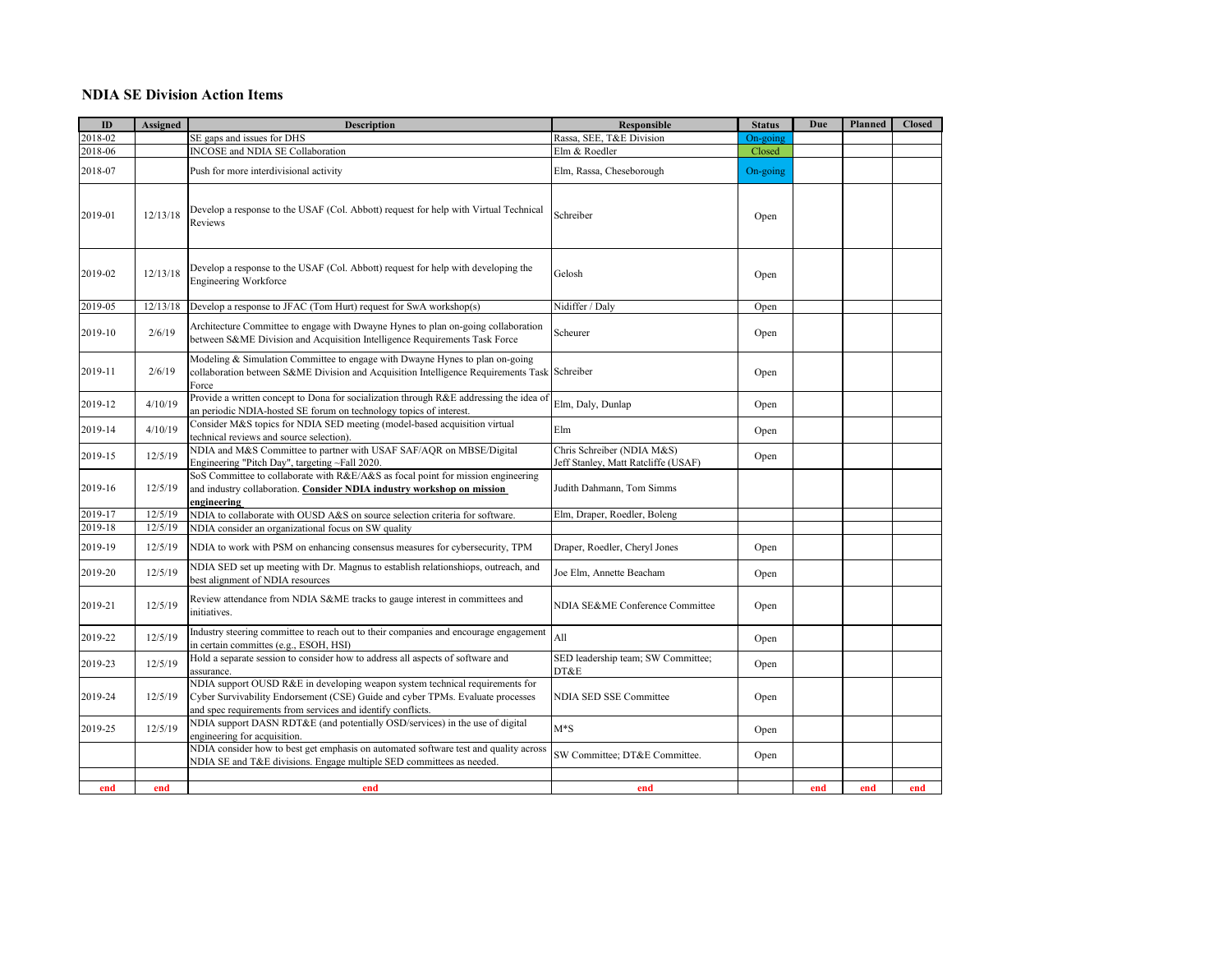## NDIA SE Division Action Items

| ID | Assigned | Description | Responsible | Status | Due | Planned | Closed |
|---|---|---|---|---|---|---|---|
| 2018-02 | | SE gaps and issues for DHS | Rassa, SEE, T&E Division | On-going | | | |
| 2018-06 | | INCOSE and NDIA SE Collaboration | Elm & Roedler | Closed | | | |
| 2018-07 | | Push for more interdivisional activity | Elm, Rassa, Cheseborough | On-going | | | |
| 2019-01 | 12/13/18 | Develop a response to the USAF (Col. Abbott) request for help with Virtual Technical Reviews | Schreiber | Open | | | |
| 2019-02 | 12/13/18 | Develop a response to the USAF (Col. Abbott) request for help with developing the Engineering Workforce | Gelosh | Open | | | |
| 2019-05 | 12/13/18 | Develop a response to JFAC (Tom Hurt) request for SwA workshop(s) | Nidiffer / Daly | Open | | | |
| 2019-10 | 2/6/19 | Architecture Committee to engage with Dwayne Hynes to plan on-going collaboration between S&ME Division and Acquisition Intelligence Requirements Task Force | Scheurer | Open | | | |
| 2019-11 | 2/6/19 | Modeling & Simulation Committee to engage with Dwayne Hynes to plan on-going collaboration between S&ME Division and Acquisition Intelligence Requirements Task Force | Schreiber | Open | | | |
| 2019-12 | 4/10/19 | Provide a written concept to Dona for socialization through R&E addressing the idea of an periodic NDIA-hosted SE forum on technology topics of interest. | Elm, Daly, Dunlap | Open | | | |
| 2019-14 | 4/10/19 | Consider M&S topics for NDIA SED meeting (model-based acquisition virtual technical reviews and source selection). | Elm | Open | | | |
| 2019-15 | 12/5/19 | NDIA and M&S Committee to partner with USAF SAF/AQR on MBSE/Digital Engineering "Pitch Day", targeting ~Fall 2020. | Chris Schreiber (NDIA M&S) Jeff Stanley, Matt Ratcliffe (USAF) | Open | | | |
| 2019-16 | 12/5/19 | SoS Committee to collaborate with R&E/A&S as focal point for mission engineering and industry collaboration. **Consider NDIA industry workshop on mission engineering** | Judith Dahmann, Tom Simms | | | | |
| 2019-17 | 12/5/19 | NDIA to collaborate with OUSD A&S on source selection criteria for software. | Elm, Draper, Roedler, Boleng | | | | |
| 2019-18 | 12/5/19 | NDIA consider an organizational focus on SW quality | | | | | |
| 2019-19 | 12/5/19 | NDIA to work with PSM on enhancing consensus measures for cybersecurity, TPM | Draper, Roedler, Cheryl Jones | Open | | | |
| 2019-20 | 12/5/19 | NDIA SED set up meeting with Dr. Magnus to establish relationshiops, outreach, and best alignment of NDIA resources | Joe Elm, Annette Beacham | Open | | | |
| 2019-21 | 12/5/19 | Review attendance from NDIA S&ME tracks to gauge interest in committees and initiatives. | NDIA SE&ME Conference Committee | Open | | | |
| 2019-22 | 12/5/19 | Industry steering committee to reach out to their companies and encourage engagement in certain committees (e.g., ESOH, HSI) | All | Open | | | |
| 2019-23 | 12/5/19 | Hold a separate session to consider how to address all aspects of software and assurance. | SED leadership team; SW Committee; DT&E | Open | | | |
| 2019-24 | 12/5/19 | NDIA support OUSD R&E in developing weapon system technical requirements for Cyber Survivability Endorsement (CSE) Guide and cyber TPMs. Evaluate processes and spec requirements from services and identify conflicts. | NDIA SED SSE Committee | Open | | | |
| 2019-25 | 12/5/19 | NDIA support DASN RDT&E (and potentially OSD/services) in the use of digital engineering for acquisition. | M*S | Open | | | |
| | | NDIA consider how to best get emphasis on automated software test and quality across NDIA SE and T&E divisions. Engage multiple SED committees as needed. | SW Committee; DT&E Committee. | Open | | | |
| | | | | | | | |
| end | end | end | end | | end | end | end |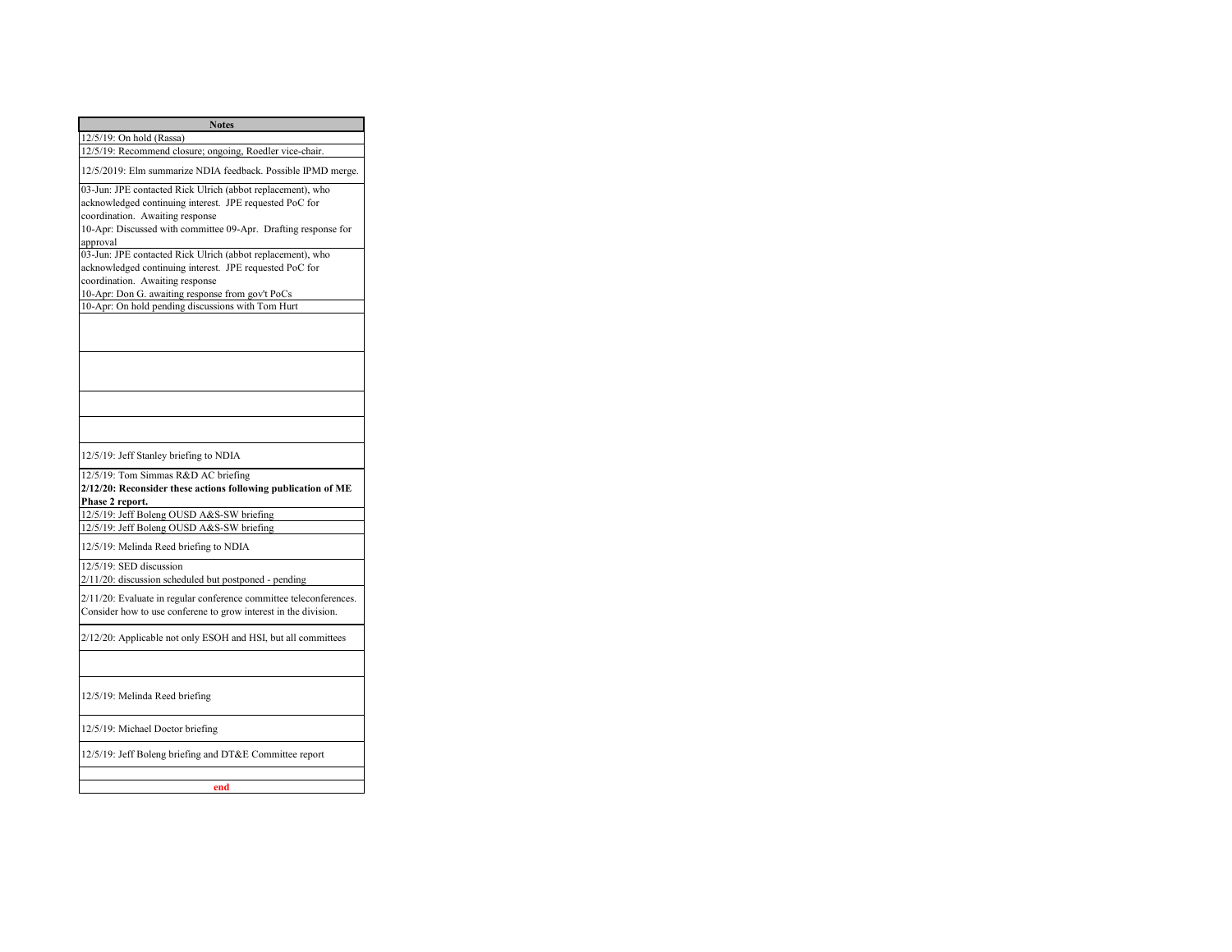| Notes |
|---|
| 12/5/19: On hold (Rassa) |
| 12/5/19: Recommend closure; ongoing, Roedler vice-chair. |
| 12/5/2019: Elm summarize NDIA feedback. Possible IPMD merge. |
| 03-Jun: JPE contacted Rick Ulrich (abbot replacement), who acknowledged continuing interest. JPE requested PoC for coordination. Awaiting response<br>10-Apr: Discussed with committee 09-Apr. Drafting response for approval |
| 03-Jun: JPE contacted Rick Ulrich (abbot replacement), who acknowledged continuing interest. JPE requested PoC for coordination. Awaiting response<br>10-Apr: Don G. awaiting response from gov't PoCs |
| 10-Apr: On hold pending discussions with Tom Hurt |
| |
| |
| |
| |
| 12/5/19: Jeff Stanley briefing to NDIA |
| 12/5/19: Tom Simmas R&D AC briefing<br>**2/12/20: Reconsider these actions following publication of ME Phase 2 report.** |
| 12/5/19: Jeff Boleng OUSD A&S-SW briefing |
| 12/5/19: Jeff Boleng OUSD A&S-SW briefing |
| 12/5/19: Melinda Reed briefing to NDIA |
| 12/5/19: SED discussion<br>2/11/20: discussion scheduled but postponed - pending |
| 2/11/20: Evaluate in regular conference committee teleconferences. Consider how to use conferene to grow interest in the division. |
| 2/12/20: Applicable not only ESOH and HSI, but all committees |
| |
| 12/5/19: Melinda Reed briefing |
| 12/5/19: Michael Doctor briefing |
| 12/5/19: Jeff Boleng briefing and DT&E Committee report |
| |
| **end** |